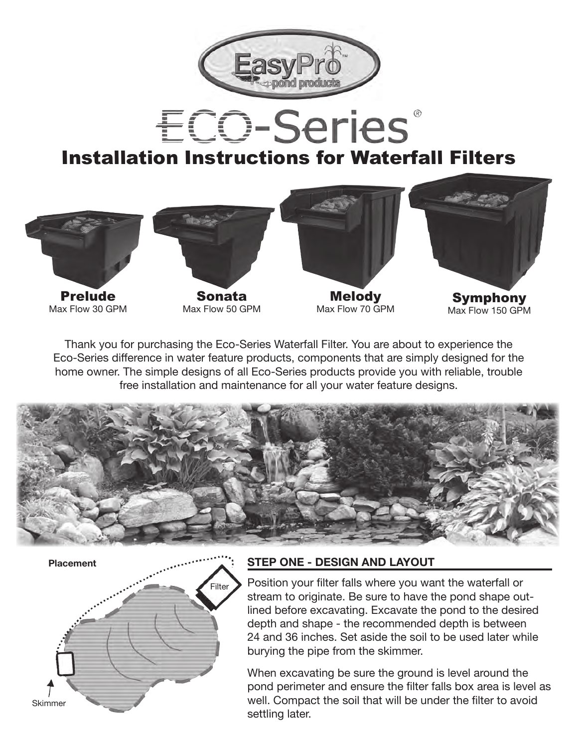# Eco-Series®

## Installation Instructions for Waterfall Filters

**Prelude**
Max Flow 30 GPM

**Sonata**
Max Flow 50 GPM

**Melody**
Max Flow 70 GPM

**Symphony**
Max Flow 150 GPM

Thank you for purchasing the Eco-Series Waterfall Filter. You are about to experience the Eco-Series difference in water feature products, components that are simply designed for the home owner. The simple designs of all Eco-Series products provide you with reliable, trouble free installation and maintenance for all your water feature designs.

**Placement**

Filter

Skimmer

### STEP ONE - DESIGN AND LAYOUT

Position your filter falls where you want the waterfall or stream to originate. Be sure to have the pond shape outlined before excavating. Excavate the pond to the desired depth and shape - the recommended depth is between 24 and 36 inches. Set aside the soil to be used later while burying the pipe from the skimmer.

When excavating be sure the ground is level around the pond perimeter and ensure the filter falls box area is level as well. Compact the soil that will be under the filter to avoid settling later.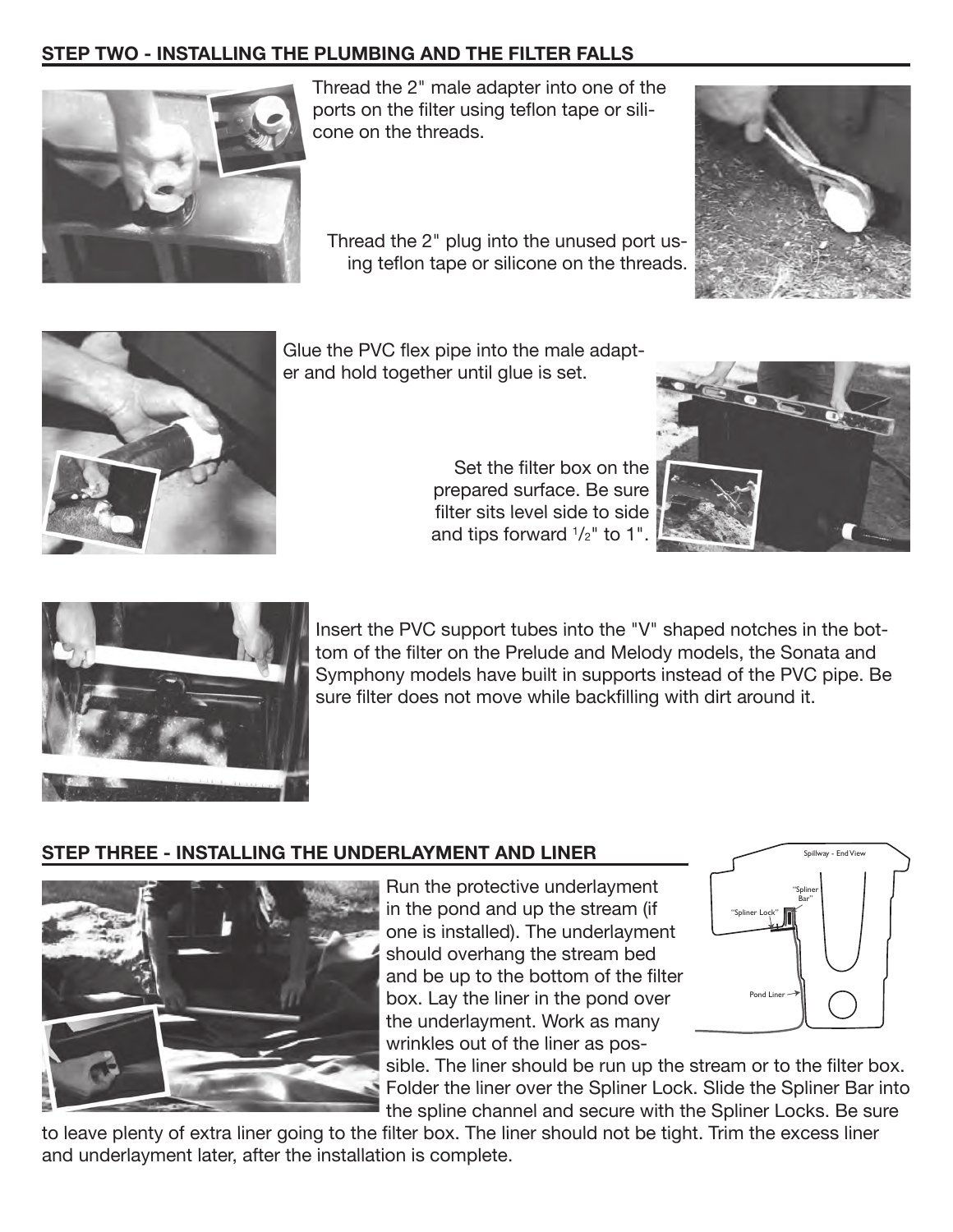## STEP TWO - INSTALLING THE PLUMBING AND THE FILTER FALLS

Thread the 2" male adapter into one of the ports on the filter using teflon tape or silicone on the threads.

Thread the 2" plug into the unused port using teflon tape or silicone on the threads.

Glue the PVC flex pipe into the male adapter and hold together until glue is set.

Set the filter box on the prepared surface. Be sure filter sits level side to side and tips forward 1/2" to 1".

Insert the PVC support tubes into the "V" shaped notches in the bottom of the filter on the Prelude and Melody models, the Sonata and Symphony models have built in supports instead of the PVC pipe. Be sure filter does not move while backfilling with dirt around it.

## STEP THREE - INSTALLING THE UNDERLAYMENT AND LINER

Spillway - End View

"Spliner Bar"

"Spliner Lock"

Pond Liner

Run the protective underlayment in the pond and up the stream (if one is installed). The underlayment should overhang the stream bed and be up to the bottom of the filter box. Lay the liner in the pond over the underlayment. Work as many wrinkles out of the liner as possible. The liner should be run up the stream or to the filter box. Folder the liner over the Spliner Lock. Slide the Spliner Bar into the spline channel and secure with the Spliner Locks. Be sure to leave plenty of extra liner going to the filter box. The liner should not be tight. Trim the excess liner and underlayment later, after the installation is complete.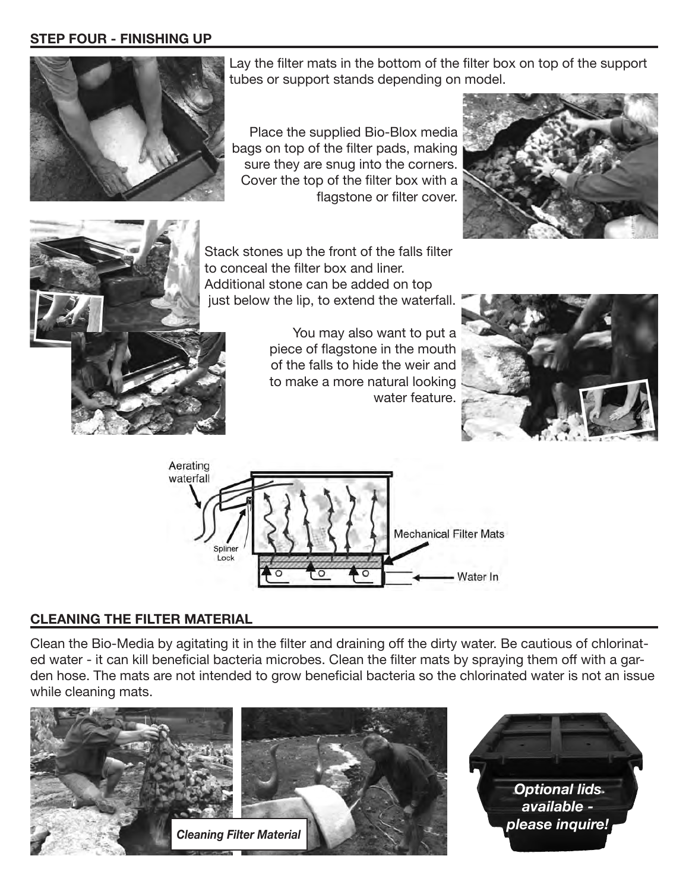## STEP FOUR - FINISHING UP

Lay the filter mats in the bottom of the filter box on top of the support tubes or support stands depending on model.

Place the supplied Bio-Blox media bags on top of the filter pads, making sure they are snug into the corners. Cover the top of the filter box with a flagstone or filter cover.

Stack stones up the front of the falls filter to conceal the filter box and liner. Additional stone can be added on top just below the lip, to extend the waterfall.

You may also want to put a piece of flagstone in the mouth of the falls to hide the weir and to make a more natural looking water feature.

Aerating waterfall

Spliner Lock

Mechanical Filter Mats

Water In

## CLEANING THE FILTER MATERIAL

Clean the Bio-Media by agitating it in the filter and draining off the dirty water. Be cautious of chlorinated water - it can kill beneficial bacteria microbes. Clean the filter mats by spraying them off with a garden hose. The mats are not intended to grow beneficial bacteria so the chlorinated water is not an issue while cleaning mats.

***Cleaning Filter Material***

***Optional lids available - please inquire!***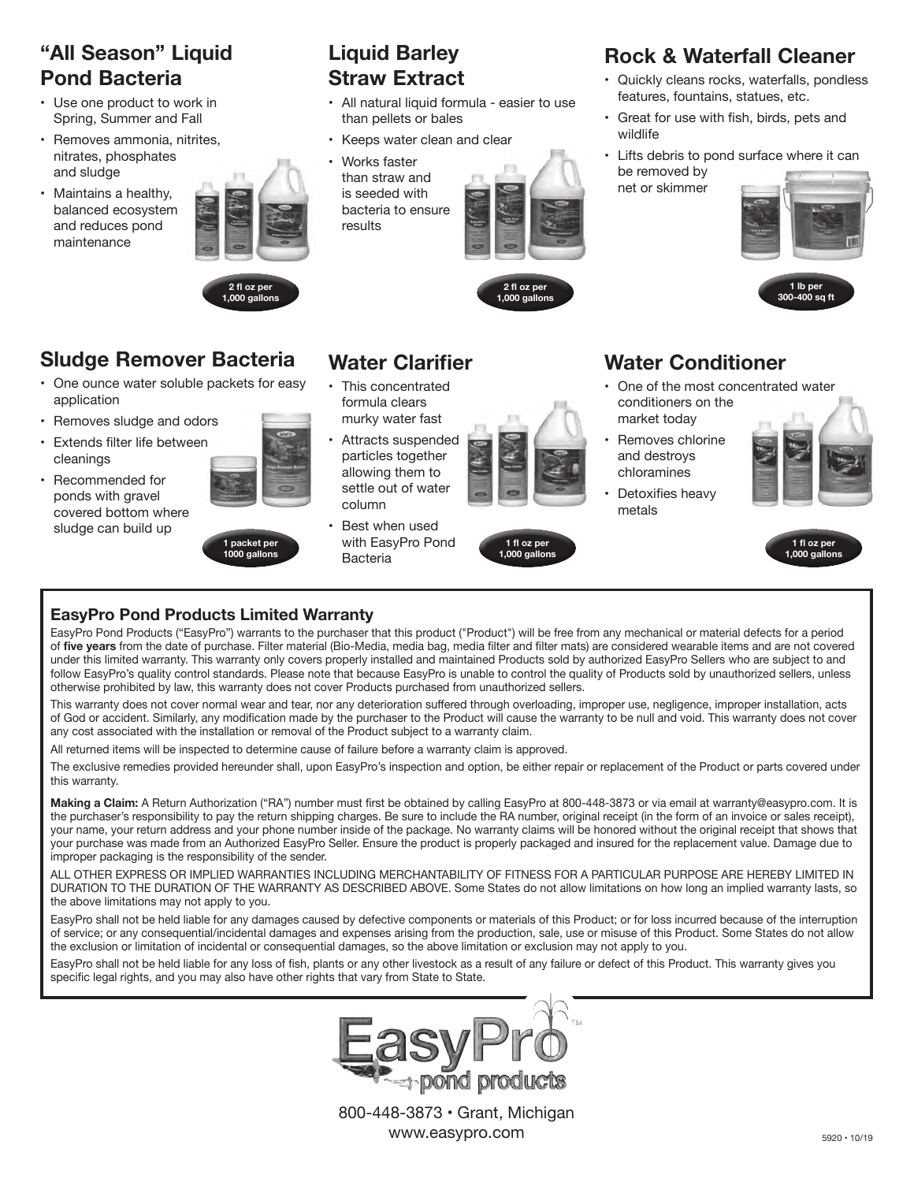## "All Season" Liquid Pond Bacteria

- Use one product to work in Spring, Summer and Fall
- Removes ammonia, nitrites, nitrates, phosphates and sludge
- Maintains a healthy, balanced ecosystem and reduces pond maintenance

**2 fl oz per 1,000 gallons**

## Liquid Barley Straw Extract

- All natural liquid formula - easier to use than pellets or bales
- Keeps water clean and clear
- Works faster than straw and is seeded with bacteria to ensure results

**2 fl oz per 1,000 gallons**

## Rock & Waterfall Cleaner

- Quickly cleans rocks, waterfalls, pondless features, fountains, statues, etc.
- Great for use with fish, birds, pets and wildlife
- Lifts debris to pond surface where it can be removed by net or skimmer

**1 lb per 300-400 sq ft**

## Sludge Remover Bacteria

- One ounce water soluble packets for easy application
- Removes sludge and odors
- Extends filter life between cleanings
- Recommended for ponds with gravel covered bottom where sludge can build up

**1 packet per 1000 gallons**

## Water Clarifier

- This concentrated formula clears murky water fast
- Attracts suspended particles together allowing them to settle out of water column
- Best when used with EasyPro Pond Bacteria

**1 fl oz per 1,000 gallons**

## Water Conditioner

- One of the most concentrated water conditioners on the market today
- Removes chlorine and destroys chloramines
- Detoxifies heavy metals

**1 fl oz per 1,000 gallons**

### EasyPro Pond Products Limited Warranty

EasyPro Pond Products ("EasyPro") warrants to the purchaser that this product ("Product") will be free from any mechanical or material defects for a period of **five years** from the date of purchase. Filter material (Bio-Media, media bag, media filter and filter mats) are considered wearable items and are not covered under this limited warranty. This warranty only covers properly installed and maintained Products sold by authorized EasyPro Sellers who are subject to and follow EasyPro's quality control standards. Please note that because EasyPro is unable to control the quality of Products sold by unauthorized sellers, unless otherwise prohibited by law, this warranty does not cover Products purchased from unauthorized sellers.

This warranty does not cover normal wear and tear, nor any deterioration suffered through overloading, improper use, negligence, improper installation, acts of God or accident. Similarly, any modification made by the purchaser to the Product will cause the warranty to be null and void. This warranty does not cover any cost associated with the installation or removal of the Product subject to a warranty claim.

All returned items will be inspected to determine cause of failure before a warranty claim is approved.

The exclusive remedies provided hereunder shall, upon EasyPro's inspection and option, be either repair or replacement of the Product or parts covered under this warranty.

**Making a Claim:** A Return Authorization ("RA") number must first be obtained by calling EasyPro at 800-448-3873 or via email at warranty@easypro.com. It is the purchaser's responsibility to pay the return shipping charges. Be sure to include the RA number, original receipt (in the form of an invoice or sales receipt), your name, your return address and your phone number inside of the package. No warranty claims will be honored without the original receipt that shows that your purchase was made from an Authorized EasyPro Seller. Ensure the product is properly packaged and insured for the replacement value. Damage due to improper packaging is the responsibility of the sender.

ALL OTHER EXPRESS OR IMPLIED WARRANTIES INCLUDING MERCHANTABILITY OF FITNESS FOR A PARTICULAR PURPOSE ARE HEREBY LIMITED IN DURATION TO THE DURATION OF THE WARRANTY AS DESCRIBED ABOVE. Some States do not allow limitations on how long an implied warranty lasts, so the above limitations may not apply to you.

EasyPro shall not be held liable for any damages caused by defective components or materials of this Product; or for loss incurred because of the interruption of service; or any consequential/incidental damages and expenses arising from the production, sale, use or misuse of this Product. Some States do not allow the exclusion or limitation of incidental or consequential damages, so the above limitation or exclusion may not apply to you.

EasyPro shall not be held liable for any loss of fish, plants or any other livestock as a result of any failure or defect of this Product. This warranty gives you specific legal rights, and you may also have other rights that vary from State to State.

EasyPro pond products

800-448-3873 • Grant, Michigan
www.easypro.com

5920 • 10/19